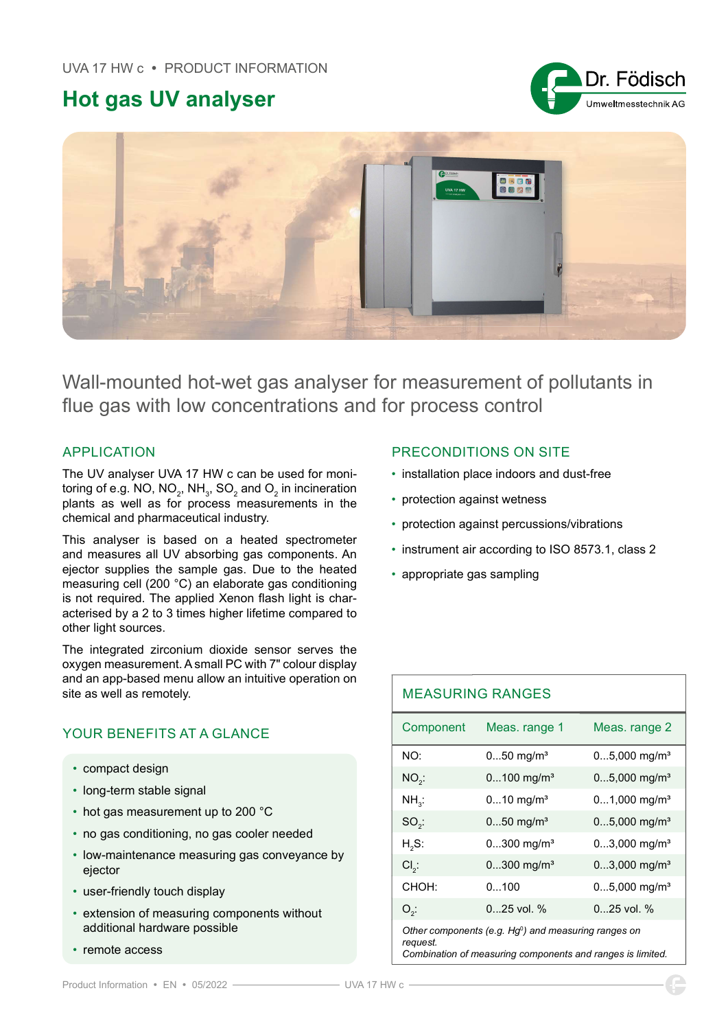UVA 17 HW c • PRODUCT INFORMATION

# Hot gas UV analyser

## Wall-mounted hot-wet gas analyser for measurement of pollutants in flue gas with low concentrations and for process control

### APPLICATION

The UV analyser UVA 17 HW c can be used for monitoring of e.g. NO, $NO_2$, $NH_3$, $SO_2$ and $O_2$ in incineration plants as well as for process measurements in the chemical and pharmaceutical industry.

This analyser is based on a heated spectrometer and measures all UV absorbing gas components. An ejector supplies the sample gas. Due to the heated measuring cell (200 °C) an elaborate gas conditioning is not required. The applied Xenon flash light is characterised by a 2 to 3 times higher lifetime compared to other light sources.

The integrated zirconium dioxide sensor serves the oxygen measurement. A small PC with 7" colour display and an app-based menu allow an intuitive operation on site as well as remotely.

### YOUR BENEFITS AT A GLANCE

- compact design
- long-term stable signal
- hot gas measurement up to 200 °C
- no gas conditioning, no gas cooler needed
- low-maintenance measuring gas conveyance by ejector
- user-friendly touch display
- extension of measuring components without additional hardware possible
- remote access

### PRECONDITIONS ON SITE

- installation place indoors and dust-free
- protection against wetness
- protection against percussions/vibrations
- instrument air according to ISO 8573.1, class 2
- appropriate gas sampling

### MEASURING RANGES

| Component | Meas. range 1 | Meas. range 2 |
|---|---|---|
| NO: | 0...50 mg/m³ | 0...5,000 mg/m³ |
| $NO_2$: | 0...100 mg/m³ | 0...5,000 mg/m³ |
| $NH_3$: | 0...10 mg/m³ | 0...1,000 mg/m³ |
| $SO_2$: | 0...50 mg/m³ | 0...5,000 mg/m³ |
| $H_2S$: | 0...300 mg/m³ | 0...3,000 mg/m³ |
| $Cl_2$: | 0...300 mg/m³ | 0...3,000 mg/m³ |
| CHOH: | 0...100 | 0...5,000 mg/m³ |
| $O_2$: | 0...25 vol. % | 0...25 vol. % |

*Other components (e.g. $Hg^0$) and measuring ranges on request.*
*Combination of measuring components and ranges is limited.*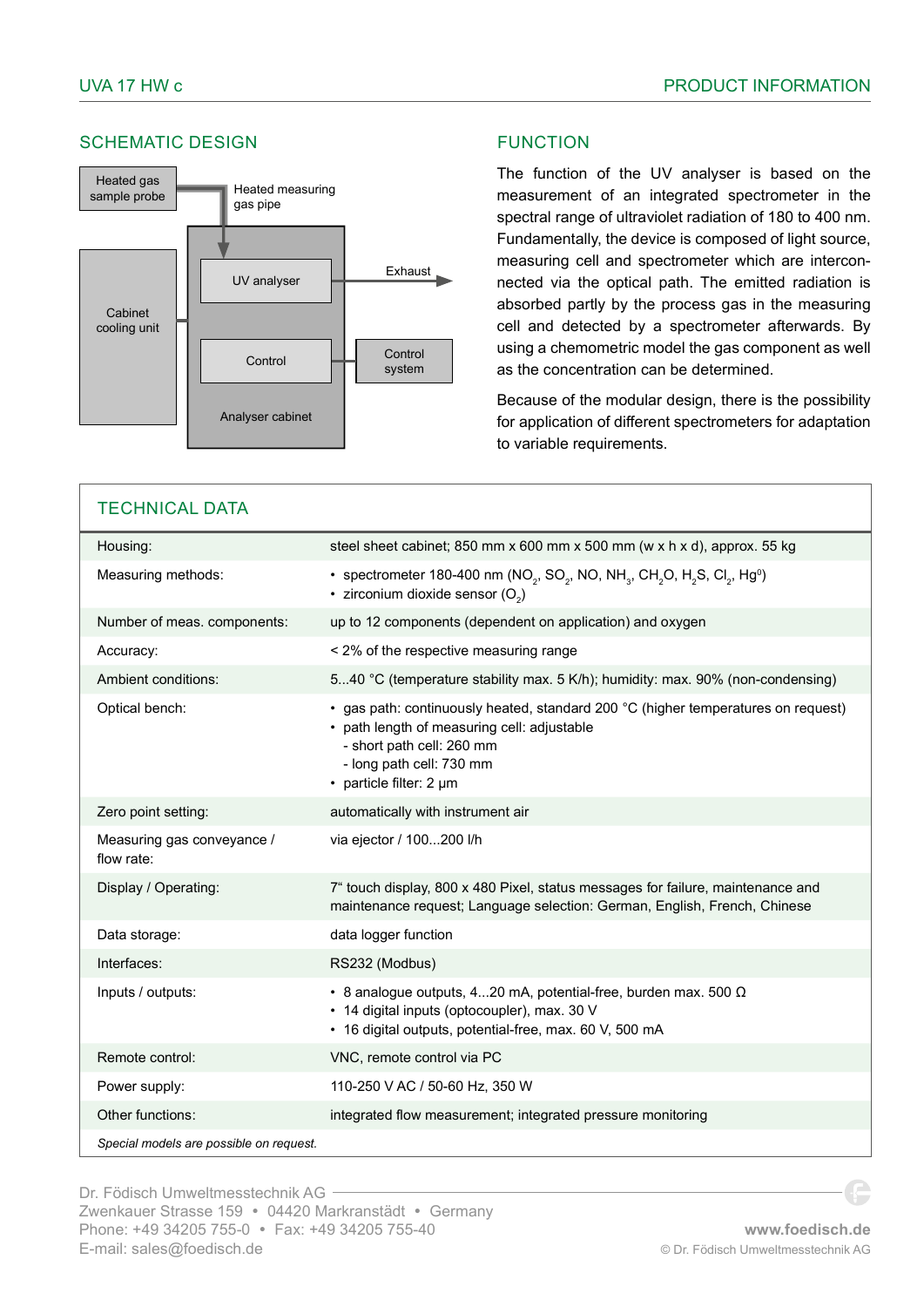## SCHEMATIC DESIGN

Heated gas sample probe

Heated measuring gas pipe

UV analyser

Exhaust

Cabinet cooling unit

Control

Control system

Analyser cabinet

## FUNCTION

The function of the UV analyser is based on the measurement of an integrated spectrometer in the spectral range of ultraviolet radiation of 180 to 400 nm. Fundamentally, the device is composed of light source, measuring cell and spectrometer which are interconnected via the optical path. The emitted radiation is absorbed partly by the process gas in the measuring cell and detected by a spectrometer afterwards. By using a chemometric model the gas component as well as the concentration can be determined.

Because of the modular design, there is the possibility for application of different spectrometers for adaptation to variable requirements.

## TECHNICAL DATA

| | |
|---|---|
| Housing: | steel sheet cabinet; 850 mm x 600 mm x 500 mm (w x h x d), approx. 55 kg |
| Measuring methods: | • spectrometer 180-400 nm ($NO_2$, $SO_2$, NO, $NH_3$, $CH_2O$, $H_2S$, $Cl_2$, $Hg^0$)<br>• zirconium dioxide sensor ($O_2$) |
| Number of meas. components: | up to 12 components (dependent on application) and oxygen |
| Accuracy: | < 2% of the respective measuring range |
| Ambient conditions: | 5...40 °C (temperature stability max. 5 K/h); humidity: max. 90% (non-condensing) |
| Optical bench: | • gas path: continuously heated, standard 200 °C (higher temperatures on request)<br>• path length of measuring cell: adjustable<br>- short path cell: 260 mm<br>- long path cell: 730 mm<br>• particle filter: 2 µm |
| Zero point setting: | automatically with instrument air |
| Measuring gas conveyance / flow rate: | via ejector / 100...200 l/h |
| Display / Operating: | 7" touch display, 800 x 480 Pixel, status messages for failure, maintenance and maintenance request; Language selection: German, English, French, Chinese |
| Data storage: | data logger function |
| Interfaces: | RS232 (Modbus) |
| Inputs / outputs: | • 8 analogue outputs, 4...20 mA, potential-free, burden max. 500 Ω<br>• 14 digital inputs (optocoupler), max. 30 V<br>• 16 digital outputs, potential-free, max. 60 V, 500 mA |
| Remote control: | VNC, remote control via PC |
| Power supply: | 110-250 V AC / 50-60 Hz, 350 W |
| Other functions: | integrated flow measurement; integrated pressure monitoring |

*Special models are possible on request.*

Dr. Födisch Umweltmesstechnik AG
Zwenkauer Strasse 159 • 04420 Markranstädt • Germany
Phone: +49 34205 755-0 • Fax: +49 34205 755-40
E-mail: sales@foedisch.de

www.foedisch.de
© Dr. Födisch Umweltmesstechnik AG